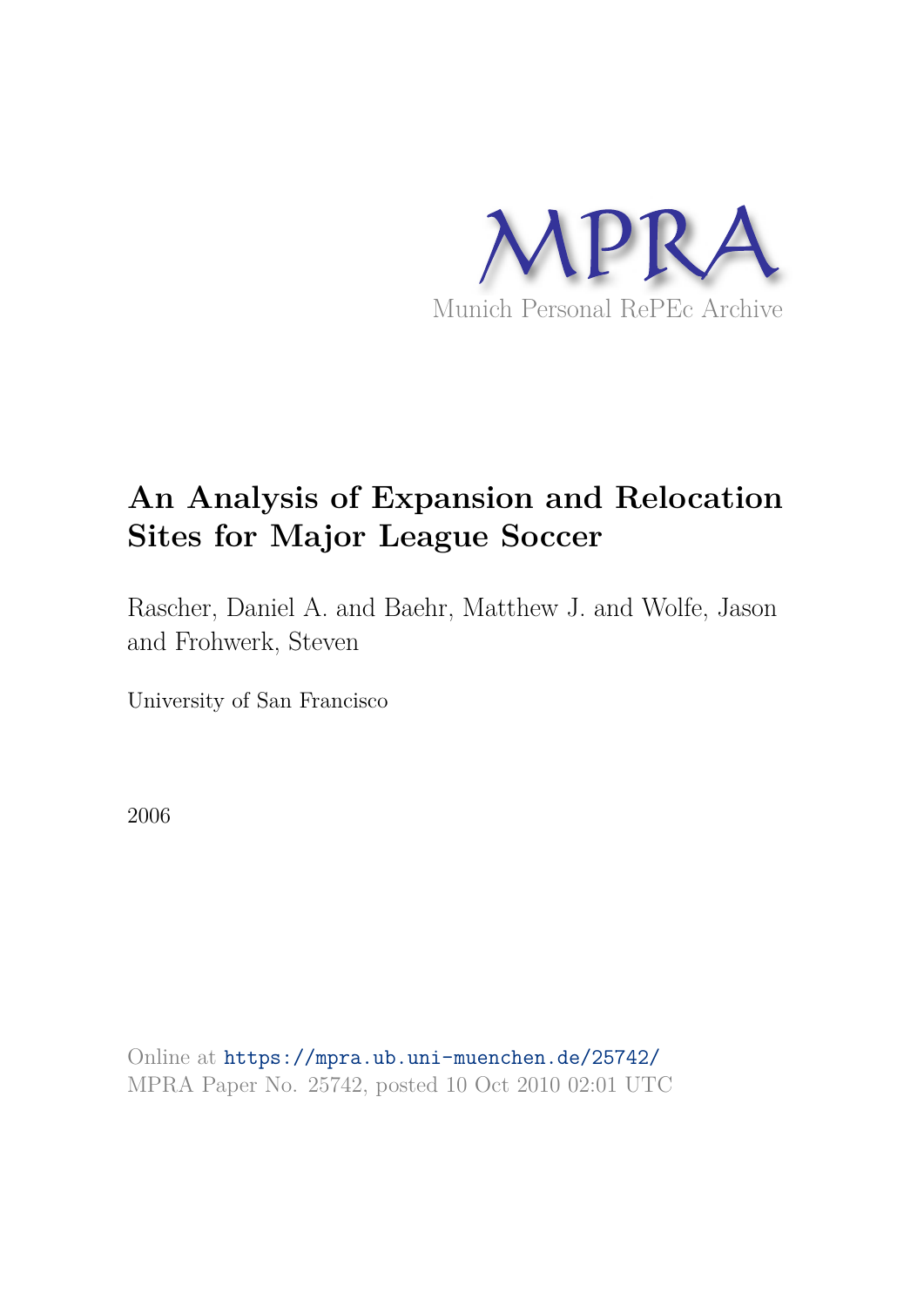MPRA

Munich Personal RePEc Archive

# An Analysis of Expansion and Relocation Sites for Major League Soccer

Rascher, Daniel A. and Baehr, Matthew J. and Wolfe, Jason and Frohwerk, Steven

University of San Francisco

2006

Online at https://mpra.ub.uni-muenchen.de/25742/
MPRA Paper No. 25742, posted 10 Oct 2010 02:01 UTC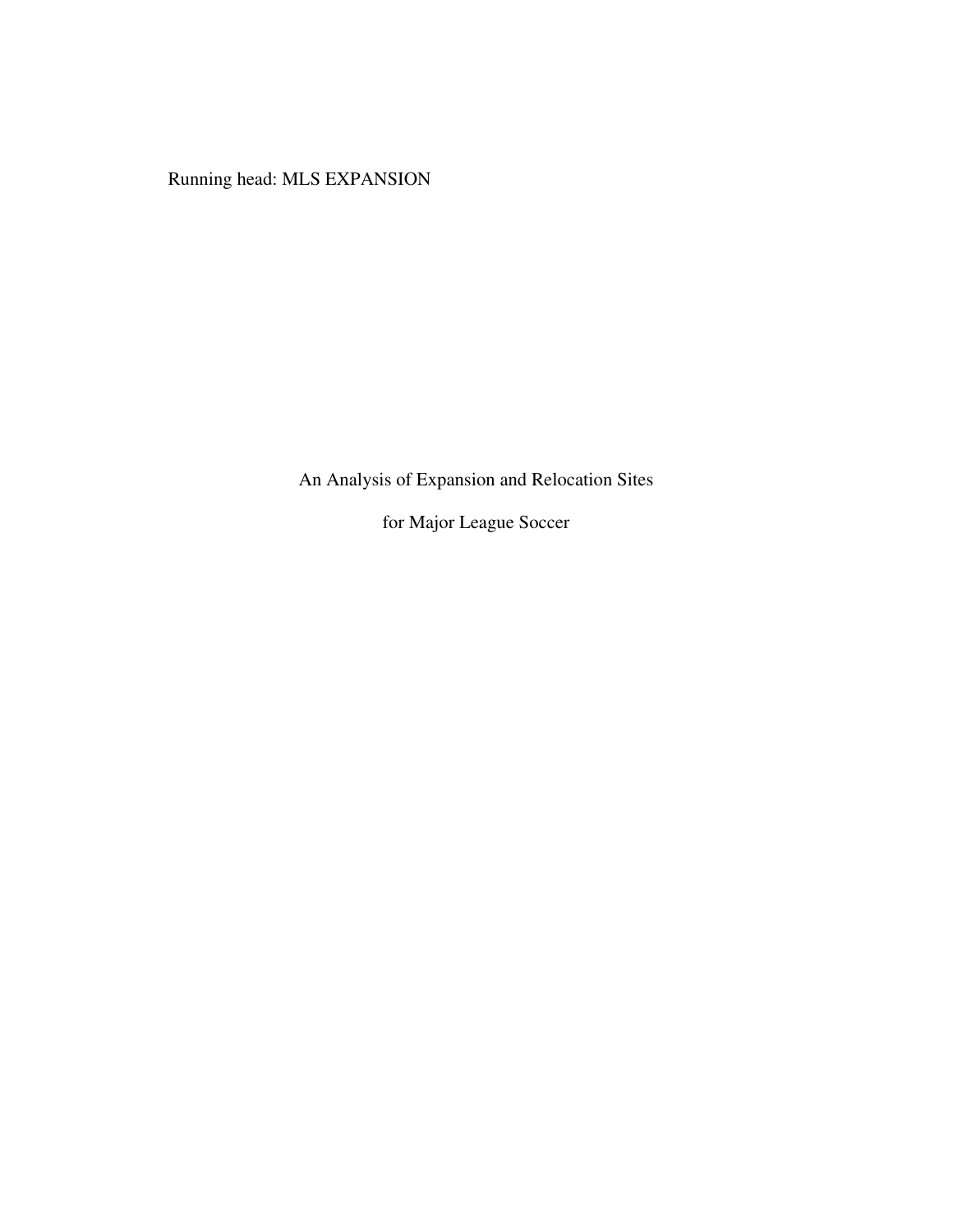Running head: MLS EXPANSION

An Analysis of Expansion and Relocation Sites

for Major League Soccer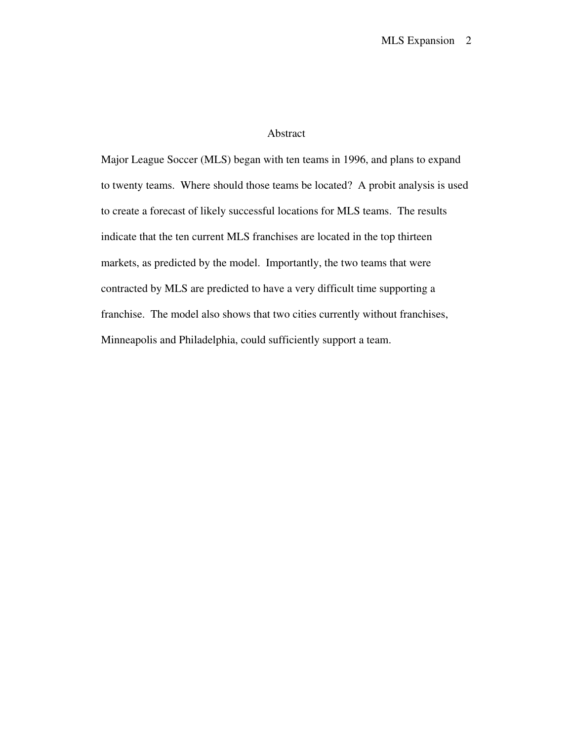## Abstract

Major League Soccer (MLS) began with ten teams in 1996, and plans to expand to twenty teams. Where should those teams be located? A probit analysis is used to create a forecast of likely successful locations for MLS teams. The results indicate that the ten current MLS franchises are located in the top thirteen markets, as predicted by the model. Importantly, the two teams that were contracted by MLS are predicted to have a very difficult time supporting a franchise. The model also shows that two cities currently without franchises, Minneapolis and Philadelphia, could sufficiently support a team.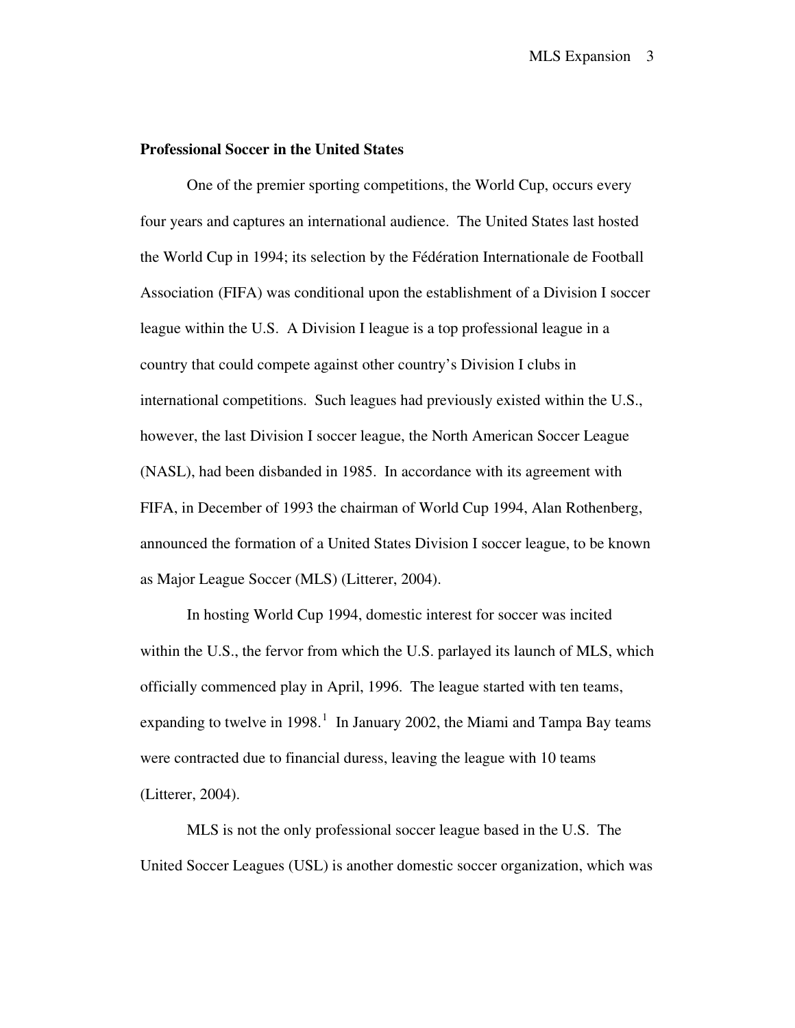**Professional Soccer in the United States**

One of the premier sporting competitions, the World Cup, occurs every four years and captures an international audience. The United States last hosted the World Cup in 1994; its selection by the Fédération Internationale de Football Association (FIFA) was conditional upon the establishment of a Division I soccer league within the U.S. A Division I league is a top professional league in a country that could compete against other country's Division I clubs in international competitions. Such leagues had previously existed within the U.S., however, the last Division I soccer league, the North American Soccer League (NASL), had been disbanded in 1985. In accordance with its agreement with FIFA, in December of 1993 the chairman of World Cup 1994, Alan Rothenberg, announced the formation of a United States Division I soccer league, to be known as Major League Soccer (MLS) (Litterer, 2004).

In hosting World Cup 1994, domestic interest for soccer was incited within the U.S., the fervor from which the U.S. parlayed its launch of MLS, which officially commenced play in April, 1996. The league started with ten teams, expanding to twelve in 1998.[1] In January 2002, the Miami and Tampa Bay teams were contracted due to financial duress, leaving the league with 10 teams (Litterer, 2004).

MLS is not the only professional soccer league based in the U.S. The United Soccer Leagues (USL) is another domestic soccer organization, which was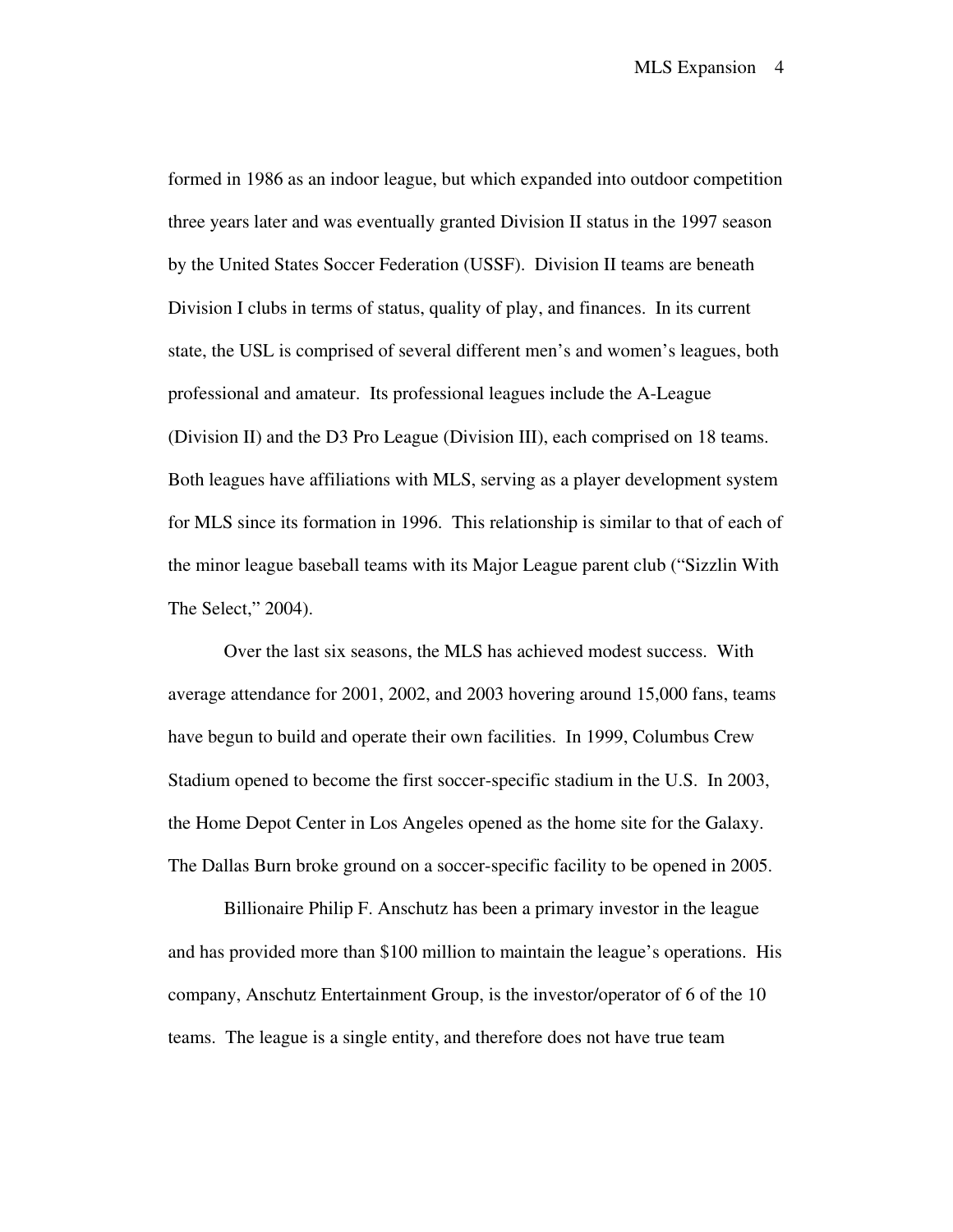formed in 1986 as an indoor league, but which expanded into outdoor competition three years later and was eventually granted Division II status in the 1997 season by the United States Soccer Federation (USSF). Division II teams are beneath Division I clubs in terms of status, quality of play, and finances. In its current state, the USL is comprised of several different men's and women's leagues, both professional and amateur. Its professional leagues include the A-League (Division II) and the D3 Pro League (Division III), each comprised on 18 teams. Both leagues have affiliations with MLS, serving as a player development system for MLS since its formation in 1996. This relationship is similar to that of each of the minor league baseball teams with its Major League parent club ("Sizzlin With The Select," 2004).

Over the last six seasons, the MLS has achieved modest success. With average attendance for 2001, 2002, and 2003 hovering around 15,000 fans, teams have begun to build and operate their own facilities. In 1999, Columbus Crew Stadium opened to become the first soccer-specific stadium in the U.S. In 2003, the Home Depot Center in Los Angeles opened as the home site for the Galaxy. The Dallas Burn broke ground on a soccer-specific facility to be opened in 2005.

Billionaire Philip F. Anschutz has been a primary investor in the league and has provided more than $100 million to maintain the league's operations. His company, Anschutz Entertainment Group, is the investor/operator of 6 of the 10 teams. The league is a single entity, and therefore does not have true team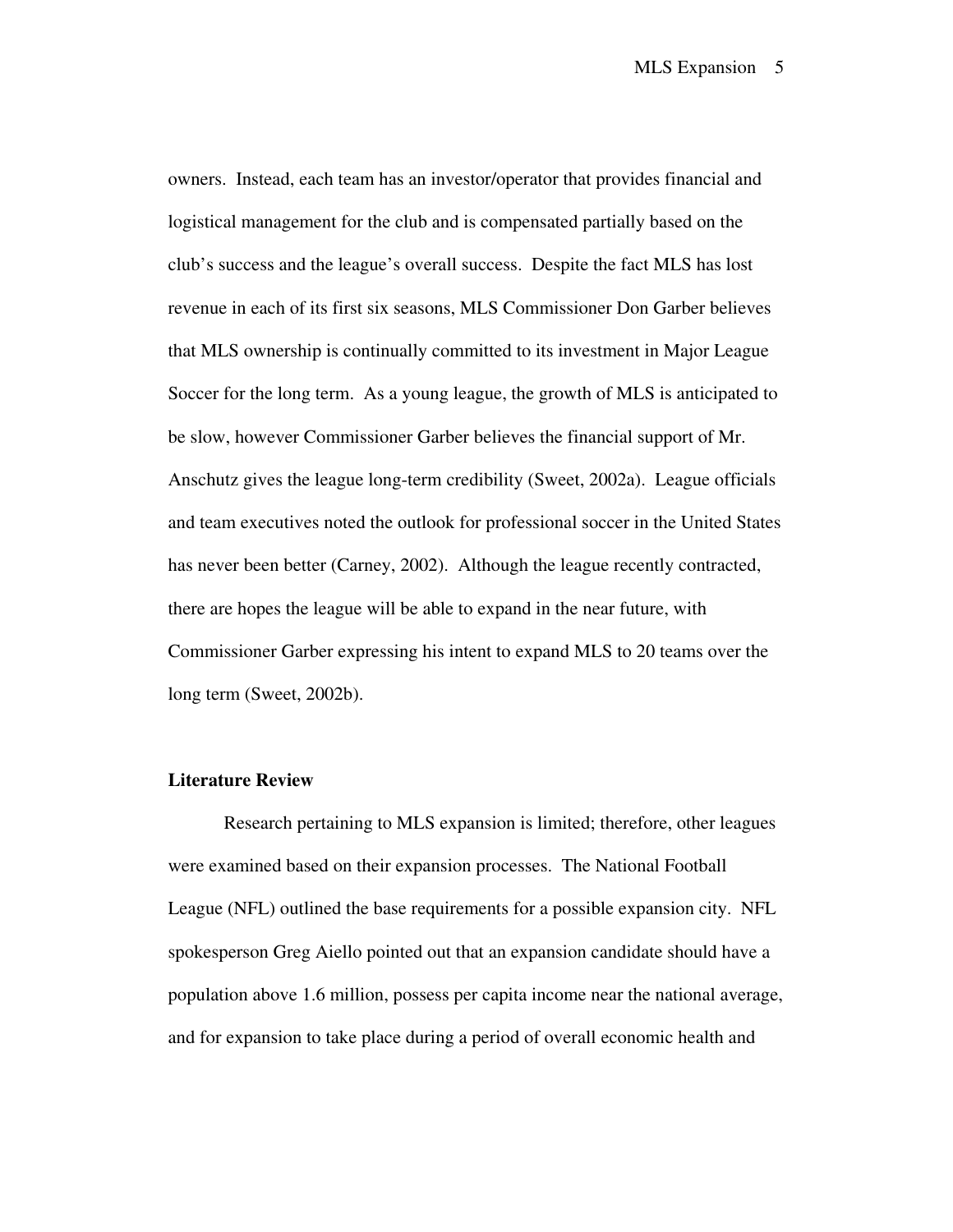owners. Instead, each team has an investor/operator that provides financial and logistical management for the club and is compensated partially based on the club's success and the league's overall success. Despite the fact MLS has lost revenue in each of its first six seasons, MLS Commissioner Don Garber believes that MLS ownership is continually committed to its investment in Major League Soccer for the long term. As a young league, the growth of MLS is anticipated to be slow, however Commissioner Garber believes the financial support of Mr. Anschutz gives the league long-term credibility (Sweet, 2002a). League officials and team executives noted the outlook for professional soccer in the United States has never been better (Carney, 2002). Although the league recently contracted, there are hopes the league will be able to expand in the near future, with Commissioner Garber expressing his intent to expand MLS to 20 teams over the long term (Sweet, 2002b).

**Literature Review**

Research pertaining to MLS expansion is limited; therefore, other leagues were examined based on their expansion processes. The National Football League (NFL) outlined the base requirements for a possible expansion city. NFL spokesperson Greg Aiello pointed out that an expansion candidate should have a population above 1.6 million, possess per capita income near the national average, and for expansion to take place during a period of overall economic health and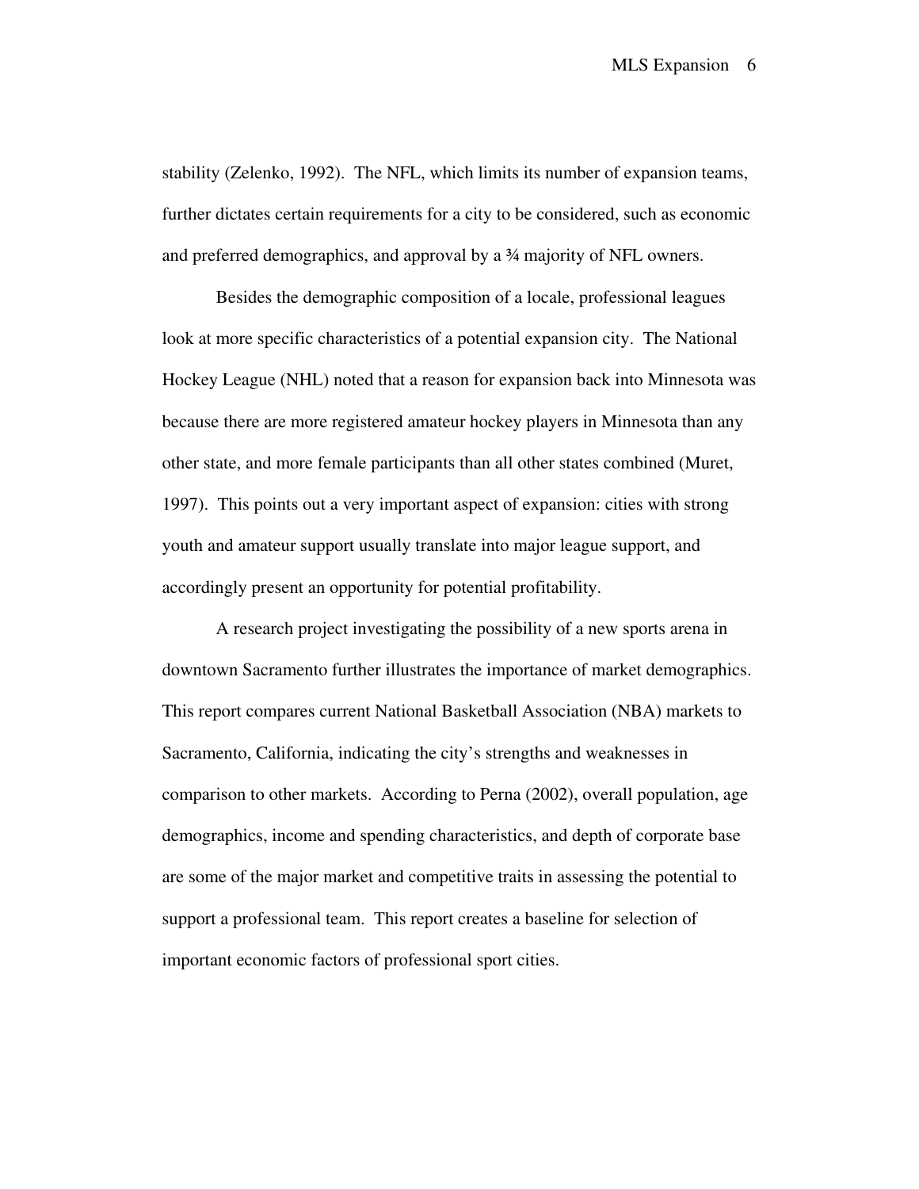stability (Zelenko, 1992). The NFL, which limits its number of expansion teams, further dictates certain requirements for a city to be considered, such as economic and preferred demographics, and approval by a ¾ majority of NFL owners.

Besides the demographic composition of a locale, professional leagues look at more specific characteristics of a potential expansion city. The National Hockey League (NHL) noted that a reason for expansion back into Minnesota was because there are more registered amateur hockey players in Minnesota than any other state, and more female participants than all other states combined (Muret, 1997). This points out a very important aspect of expansion: cities with strong youth and amateur support usually translate into major league support, and accordingly present an opportunity for potential profitability.

A research project investigating the possibility of a new sports arena in downtown Sacramento further illustrates the importance of market demographics. This report compares current National Basketball Association (NBA) markets to Sacramento, California, indicating the city's strengths and weaknesses in comparison to other markets. According to Perna (2002), overall population, age demographics, income and spending characteristics, and depth of corporate base are some of the major market and competitive traits in assessing the potential to support a professional team. This report creates a baseline for selection of important economic factors of professional sport cities.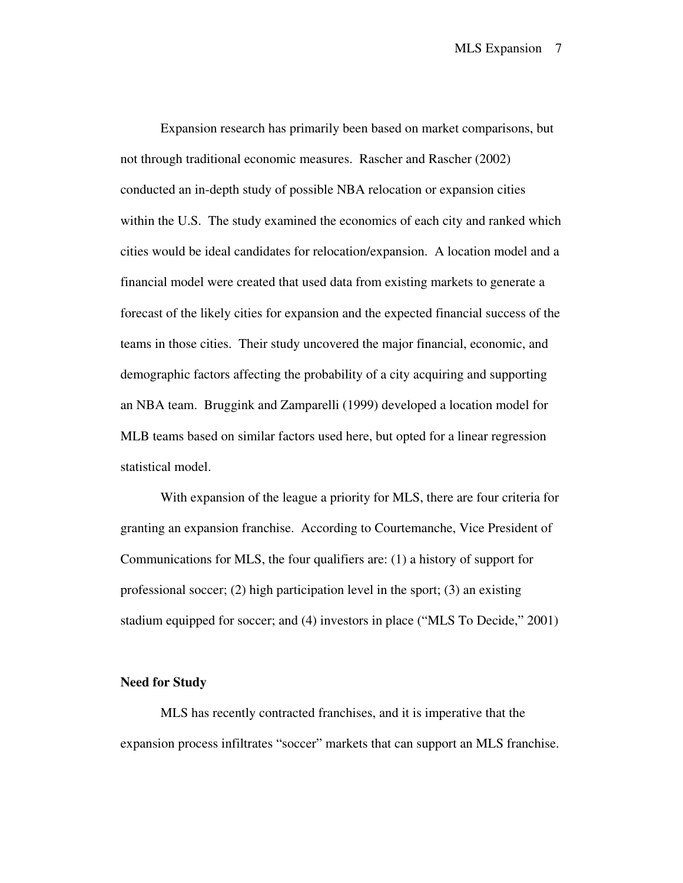Expansion research has primarily been based on market comparisons, but not through traditional economic measures. Rascher and Rascher (2002) conducted an in-depth study of possible NBA relocation or expansion cities within the U.S. The study examined the economics of each city and ranked which cities would be ideal candidates for relocation/expansion. A location model and a financial model were created that used data from existing markets to generate a forecast of the likely cities for expansion and the expected financial success of the teams in those cities. Their study uncovered the major financial, economic, and demographic factors affecting the probability of a city acquiring and supporting an NBA team. Bruggink and Zamparelli (1999) developed a location model for MLB teams based on similar factors used here, but opted for a linear regression statistical model.

With expansion of the league a priority for MLS, there are four criteria for granting an expansion franchise. According to Courtemanche, Vice President of Communications for MLS, the four qualifiers are: (1) a history of support for professional soccer; (2) high participation level in the sport; (3) an existing stadium equipped for soccer; and (4) investors in place ("MLS To Decide," 2001)

**Need for Study**

MLS has recently contracted franchises, and it is imperative that the expansion process infiltrates "soccer" markets that can support an MLS franchise.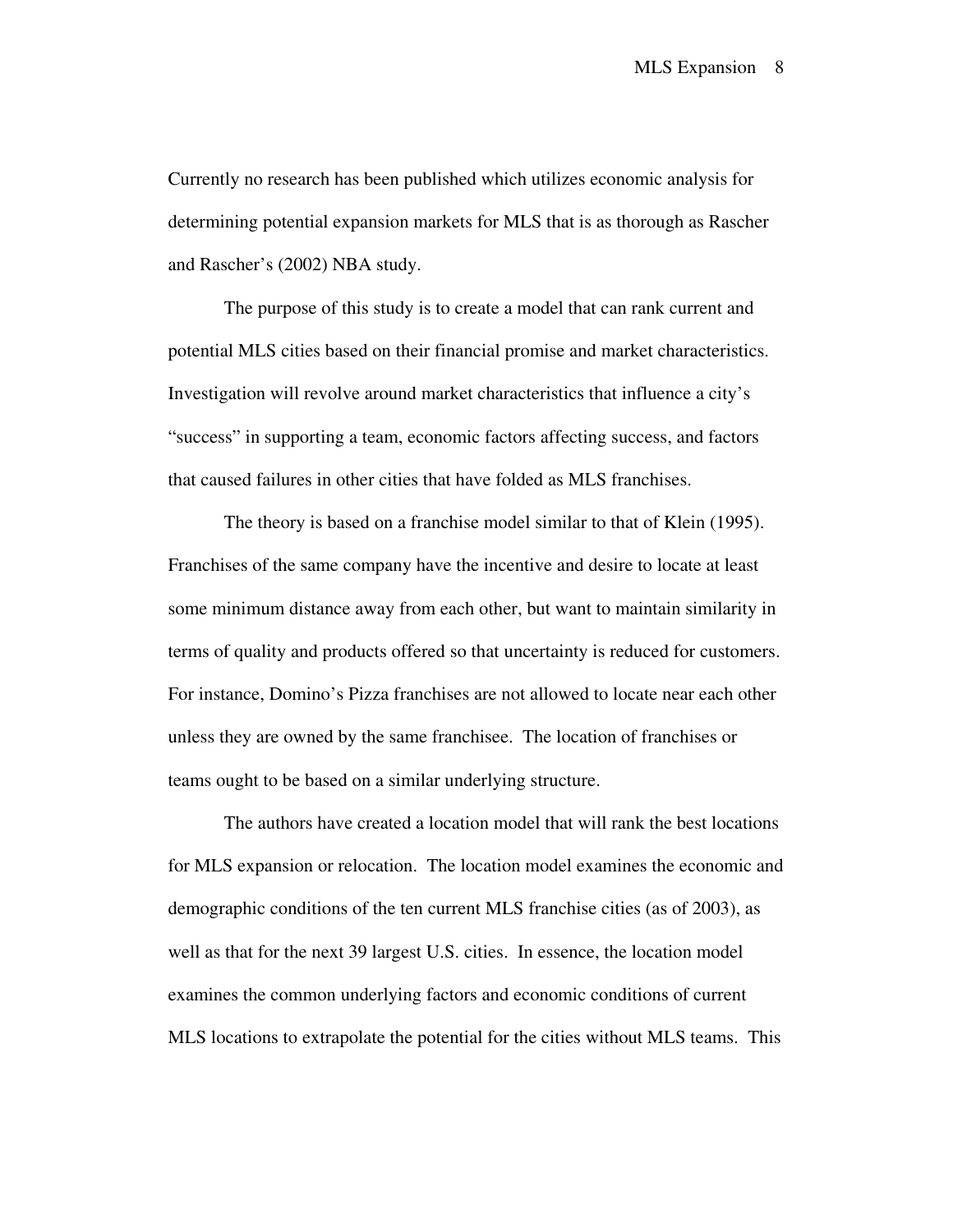Currently no research has been published which utilizes economic analysis for determining potential expansion markets for MLS that is as thorough as Rascher and Rascher's (2002) NBA study.

The purpose of this study is to create a model that can rank current and potential MLS cities based on their financial promise and market characteristics. Investigation will revolve around market characteristics that influence a city's "success" in supporting a team, economic factors affecting success, and factors that caused failures in other cities that have folded as MLS franchises.

The theory is based on a franchise model similar to that of Klein (1995). Franchises of the same company have the incentive and desire to locate at least some minimum distance away from each other, but want to maintain similarity in terms of quality and products offered so that uncertainty is reduced for customers. For instance, Domino's Pizza franchises are not allowed to locate near each other unless they are owned by the same franchisee. The location of franchises or teams ought to be based on a similar underlying structure.

The authors have created a location model that will rank the best locations for MLS expansion or relocation. The location model examines the economic and demographic conditions of the ten current MLS franchise cities (as of 2003), as well as that for the next 39 largest U.S. cities. In essence, the location model examines the common underlying factors and economic conditions of current MLS locations to extrapolate the potential for the cities without MLS teams. This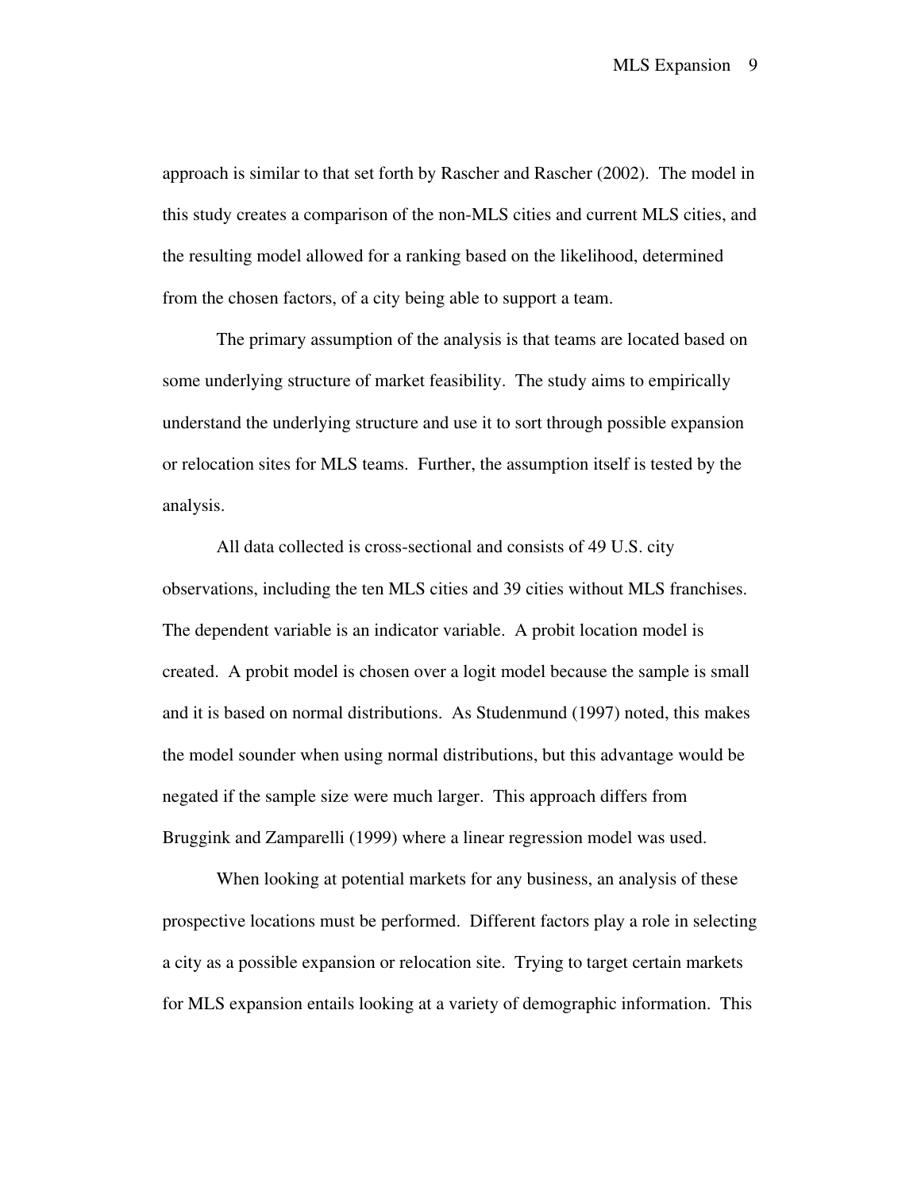approach is similar to that set forth by Rascher and Rascher (2002). The model in this study creates a comparison of the non-MLS cities and current MLS cities, and the resulting model allowed for a ranking based on the likelihood, determined from the chosen factors, of a city being able to support a team.

The primary assumption of the analysis is that teams are located based on some underlying structure of market feasibility. The study aims to empirically understand the underlying structure and use it to sort through possible expansion or relocation sites for MLS teams. Further, the assumption itself is tested by the analysis.

All data collected is cross-sectional and consists of 49 U.S. city observations, including the ten MLS cities and 39 cities without MLS franchises. The dependent variable is an indicator variable. A probit location model is created. A probit model is chosen over a logit model because the sample is small and it is based on normal distributions. As Studenmund (1997) noted, this makes the model sounder when using normal distributions, but this advantage would be negated if the sample size were much larger. This approach differs from Bruggink and Zamparelli (1999) where a linear regression model was used.

When looking at potential markets for any business, an analysis of these prospective locations must be performed. Different factors play a role in selecting a city as a possible expansion or relocation site. Trying to target certain markets for MLS expansion entails looking at a variety of demographic information. This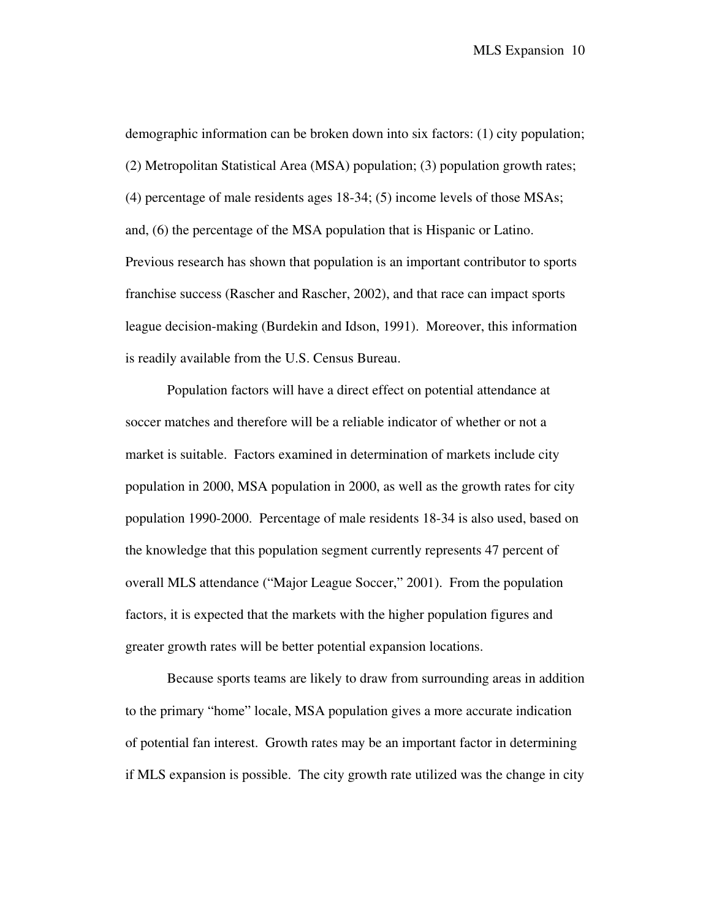demographic information can be broken down into six factors: (1) city population; (2) Metropolitan Statistical Area (MSA) population; (3) population growth rates; (4) percentage of male residents ages 18-34; (5) income levels of those MSAs; and, (6) the percentage of the MSA population that is Hispanic or Latino. Previous research has shown that population is an important contributor to sports franchise success (Rascher and Rascher, 2002), and that race can impact sports league decision-making (Burdekin and Idson, 1991). Moreover, this information is readily available from the U.S. Census Bureau.

Population factors will have a direct effect on potential attendance at soccer matches and therefore will be a reliable indicator of whether or not a market is suitable. Factors examined in determination of markets include city population in 2000, MSA population in 2000, as well as the growth rates for city population 1990-2000. Percentage of male residents 18-34 is also used, based on the knowledge that this population segment currently represents 47 percent of overall MLS attendance ("Major League Soccer," 2001). From the population factors, it is expected that the markets with the higher population figures and greater growth rates will be better potential expansion locations.

Because sports teams are likely to draw from surrounding areas in addition to the primary "home" locale, MSA population gives a more accurate indication of potential fan interest. Growth rates may be an important factor in determining if MLS expansion is possible. The city growth rate utilized was the change in city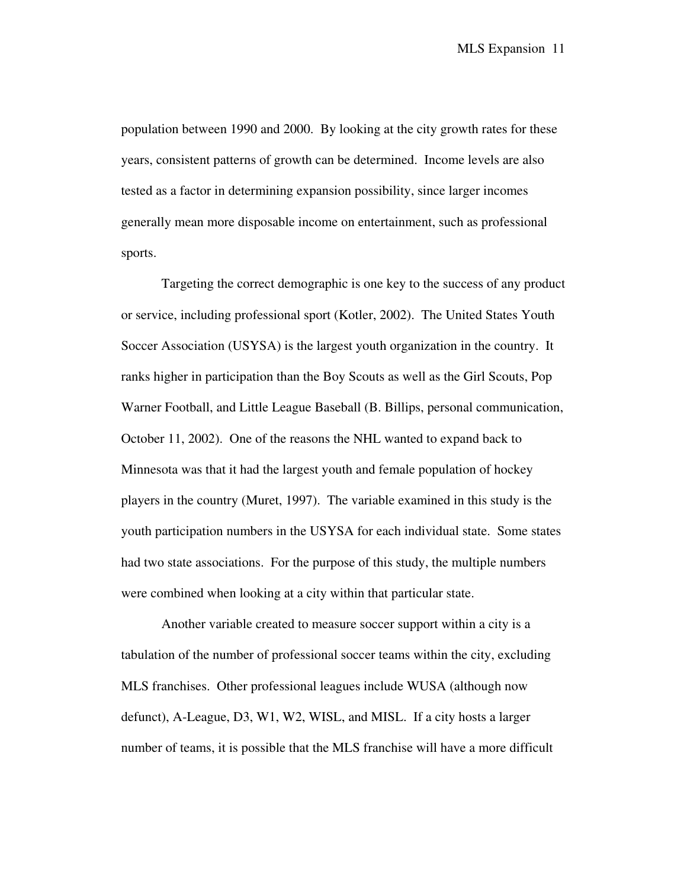population between 1990 and 2000. By looking at the city growth rates for these years, consistent patterns of growth can be determined. Income levels are also tested as a factor in determining expansion possibility, since larger incomes generally mean more disposable income on entertainment, such as professional sports.

Targeting the correct demographic is one key to the success of any product or service, including professional sport (Kotler, 2002). The United States Youth Soccer Association (USYSA) is the largest youth organization in the country. It ranks higher in participation than the Boy Scouts as well as the Girl Scouts, Pop Warner Football, and Little League Baseball (B. Billips, personal communication, October 11, 2002). One of the reasons the NHL wanted to expand back to Minnesota was that it had the largest youth and female population of hockey players in the country (Muret, 1997). The variable examined in this study is the youth participation numbers in the USYSA for each individual state. Some states had two state associations. For the purpose of this study, the multiple numbers were combined when looking at a city within that particular state.

Another variable created to measure soccer support within a city is a tabulation of the number of professional soccer teams within the city, excluding MLS franchises. Other professional leagues include WUSA (although now defunct), A-League, D3, W1, W2, WISL, and MISL. If a city hosts a larger number of teams, it is possible that the MLS franchise will have a more difficult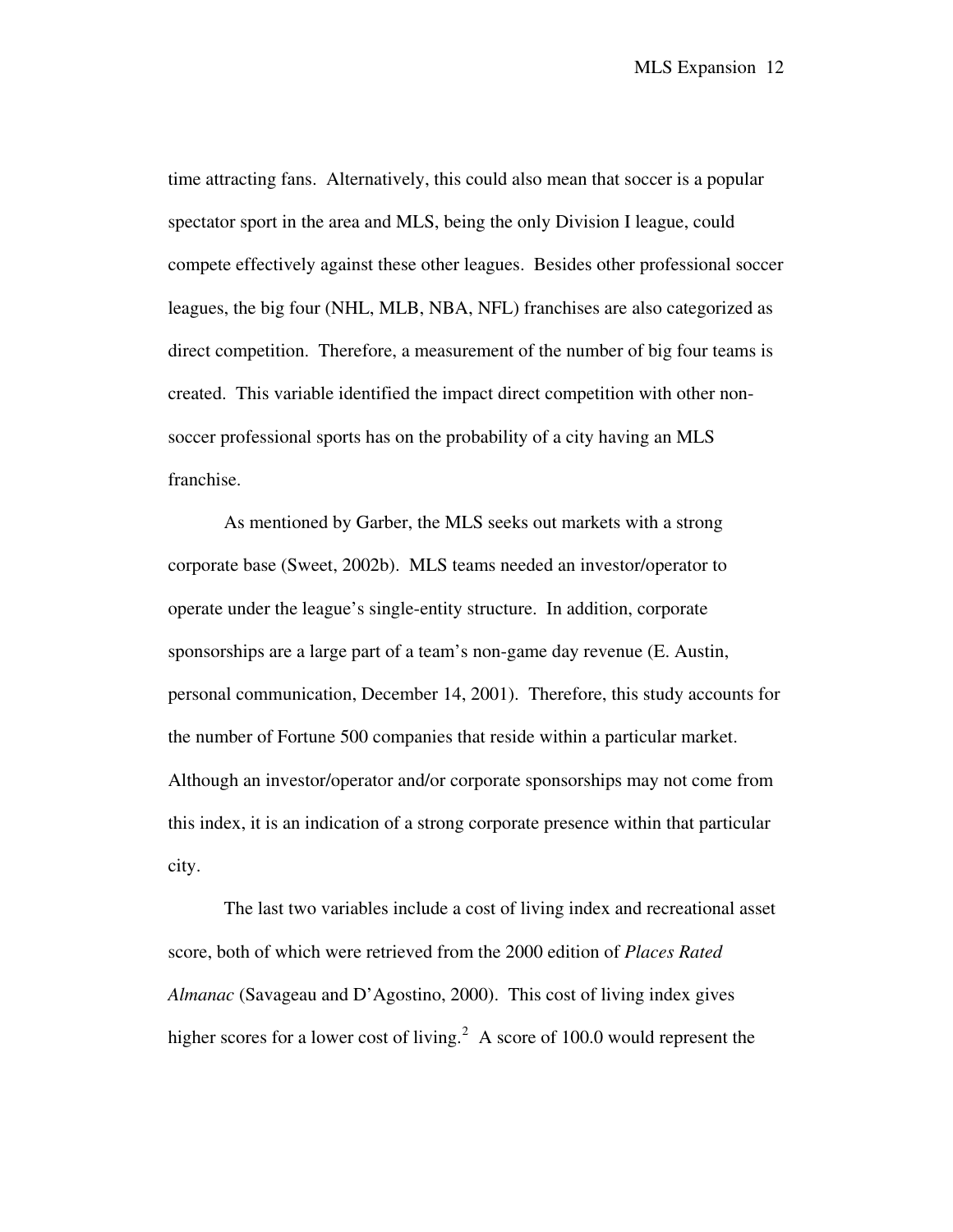time attracting fans. Alternatively, this could also mean that soccer is a popular spectator sport in the area and MLS, being the only Division I league, could compete effectively against these other leagues. Besides other professional soccer leagues, the big four (NHL, MLB, NBA, NFL) franchises are also categorized as direct competition. Therefore, a measurement of the number of big four teams is created. This variable identified the impact direct competition with other non-soccer professional sports has on the probability of a city having an MLS franchise.

As mentioned by Garber, the MLS seeks out markets with a strong corporate base (Sweet, 2002b). MLS teams needed an investor/operator to operate under the league's single-entity structure. In addition, corporate sponsorships are a large part of a team's non-game day revenue (E. Austin, personal communication, December 14, 2001). Therefore, this study accounts for the number of Fortune 500 companies that reside within a particular market. Although an investor/operator and/or corporate sponsorships may not come from this index, it is an indication of a strong corporate presence within that particular city.

The last two variables include a cost of living index and recreational asset score, both of which were retrieved from the 2000 edition of *Places Rated Almanac* (Savageau and D'Agostino, 2000). This cost of living index gives higher scores for a lower cost of living.[2] A score of 100.0 would represent the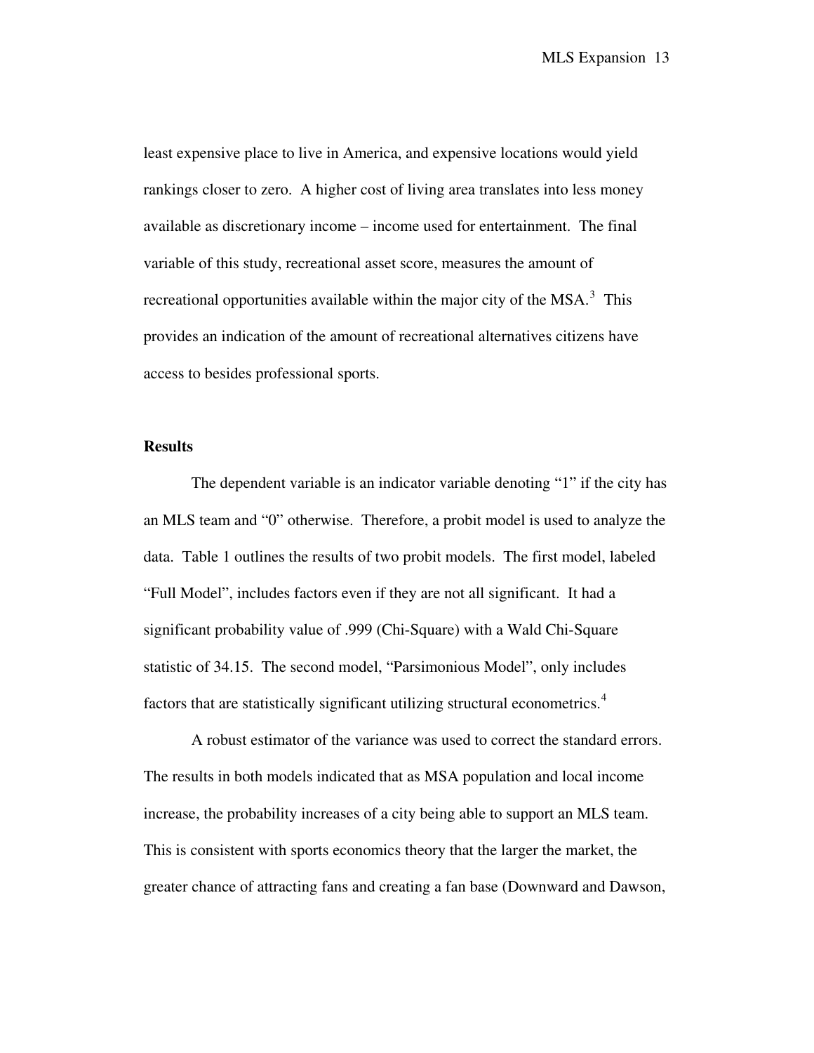least expensive place to live in America, and expensive locations would yield rankings closer to zero. A higher cost of living area translates into less money available as discretionary income – income used for entertainment. The final variable of this study, recreational asset score, measures the amount of recreational opportunities available within the major city of the MSA.[3] This provides an indication of the amount of recreational alternatives citizens have access to besides professional sports.

**Results**

The dependent variable is an indicator variable denoting "1" if the city has an MLS team and "0" otherwise. Therefore, a probit model is used to analyze the data. Table 1 outlines the results of two probit models. The first model, labeled "Full Model", includes factors even if they are not all significant. It had a significant probability value of .999 (Chi-Square) with a Wald Chi-Square statistic of 34.15. The second model, "Parsimonious Model", only includes factors that are statistically significant utilizing structural econometrics.[4]

A robust estimator of the variance was used to correct the standard errors. The results in both models indicated that as MSA population and local income increase, the probability increases of a city being able to support an MLS team. This is consistent with sports economics theory that the larger the market, the greater chance of attracting fans and creating a fan base (Downward and Dawson,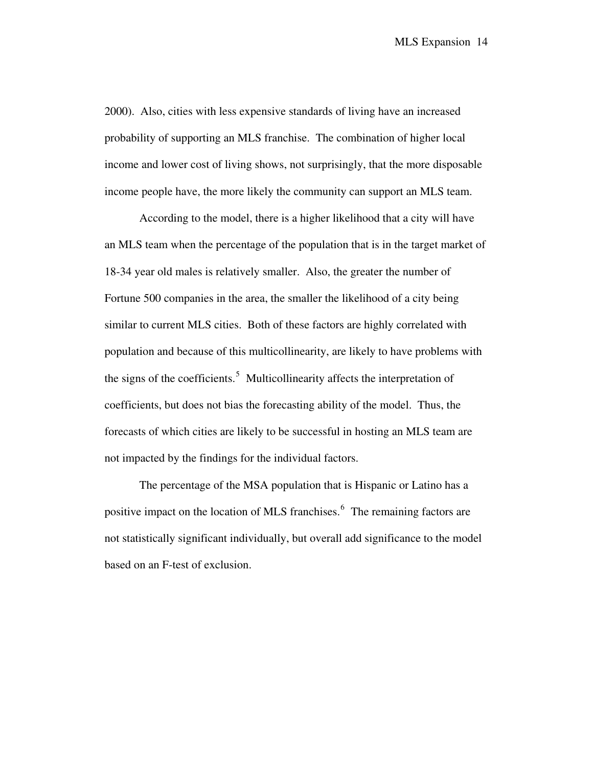2000). Also, cities with less expensive standards of living have an increased probability of supporting an MLS franchise. The combination of higher local income and lower cost of living shows, not surprisingly, that the more disposable income people have, the more likely the community can support an MLS team.

According to the model, there is a higher likelihood that a city will have an MLS team when the percentage of the population that is in the target market of 18-34 year old males is relatively smaller. Also, the greater the number of Fortune 500 companies in the area, the smaller the likelihood of a city being similar to current MLS cities. Both of these factors are highly correlated with population and because of this multicollinearity, are likely to have problems with the signs of the coefficients.[5] Multicollinearity affects the interpretation of coefficients, but does not bias the forecasting ability of the model. Thus, the forecasts of which cities are likely to be successful in hosting an MLS team are not impacted by the findings for the individual factors.

The percentage of the MSA population that is Hispanic or Latino has a positive impact on the location of MLS franchises.[6] The remaining factors are not statistically significant individually, but overall add significance to the model based on an F-test of exclusion.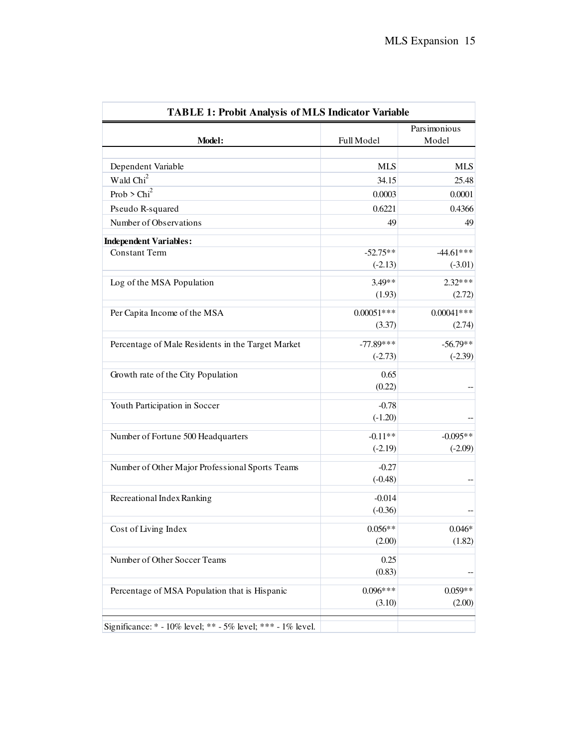**TABLE 1: Probit Analysis of MLS Indicator Variable**

| Model: | Full Model | Parsimonious Model |
|---|---|---|
| Dependent Variable | MLS | MLS |
| Wald $Chi^2$ | 34.15 | 25.48 |
| Prob > $Chi^2$ | 0.0003 | 0.0001 |
| Pseudo R-squared | 0.6221 | 0.4366 |
| Number of Observations | 49 | 49 |
| **Independent Variables:** | | |
| Constant Term | -52.75** (-2.13) | -44.61*** (-3.01) |
| Log of the MSA Population | 3.49** (1.93) | 2.32*** (2.72) |
| Per Capita Income of the MSA | 0.00051*** (3.37) | 0.00041*** (2.74) |
| Percentage of Male Residents in the Target Market | -77.89*** (-2.73) | -56.79** (-2.39) |
| Growth rate of the City Population | 0.65 (0.22) | -- |
| Youth Participation in Soccer | -0.78 (-1.20) | -- |
| Number of Fortune 500 Headquarters | -0.11** (-2.19) | -0.095** (-2.09) |
| Number of Other Major Professional Sports Teams | -0.27 (-0.48) | -- |
| Recreational Index Ranking | -0.014 (-0.36) | -- |
| Cost of Living Index | 0.056** (2.00) | 0.046* (1.82) |
| Number of Other Soccer Teams | 0.25 (0.83) | -- |
| Percentage of MSA Population that is Hispanic | 0.096*** (3.10) | 0.059** (2.00) |

Significance: * - 10% level; ** - 5% level; *** - 1% level.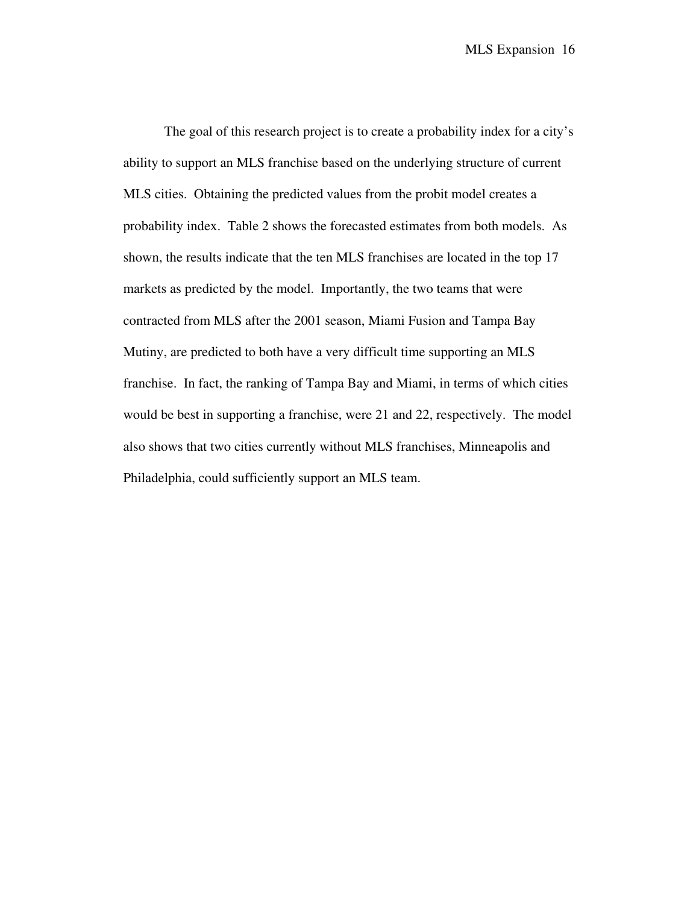The goal of this research project is to create a probability index for a city's ability to support an MLS franchise based on the underlying structure of current MLS cities. Obtaining the predicted values from the probit model creates a probability index. Table 2 shows the forecasted estimates from both models. As shown, the results indicate that the ten MLS franchises are located in the top 17 markets as predicted by the model. Importantly, the two teams that were contracted from MLS after the 2001 season, Miami Fusion and Tampa Bay Mutiny, are predicted to both have a very difficult time supporting an MLS franchise. In fact, the ranking of Tampa Bay and Miami, in terms of which cities would be best in supporting a franchise, were 21 and 22, respectively. The model also shows that two cities currently without MLS franchises, Minneapolis and Philadelphia, could sufficiently support an MLS team.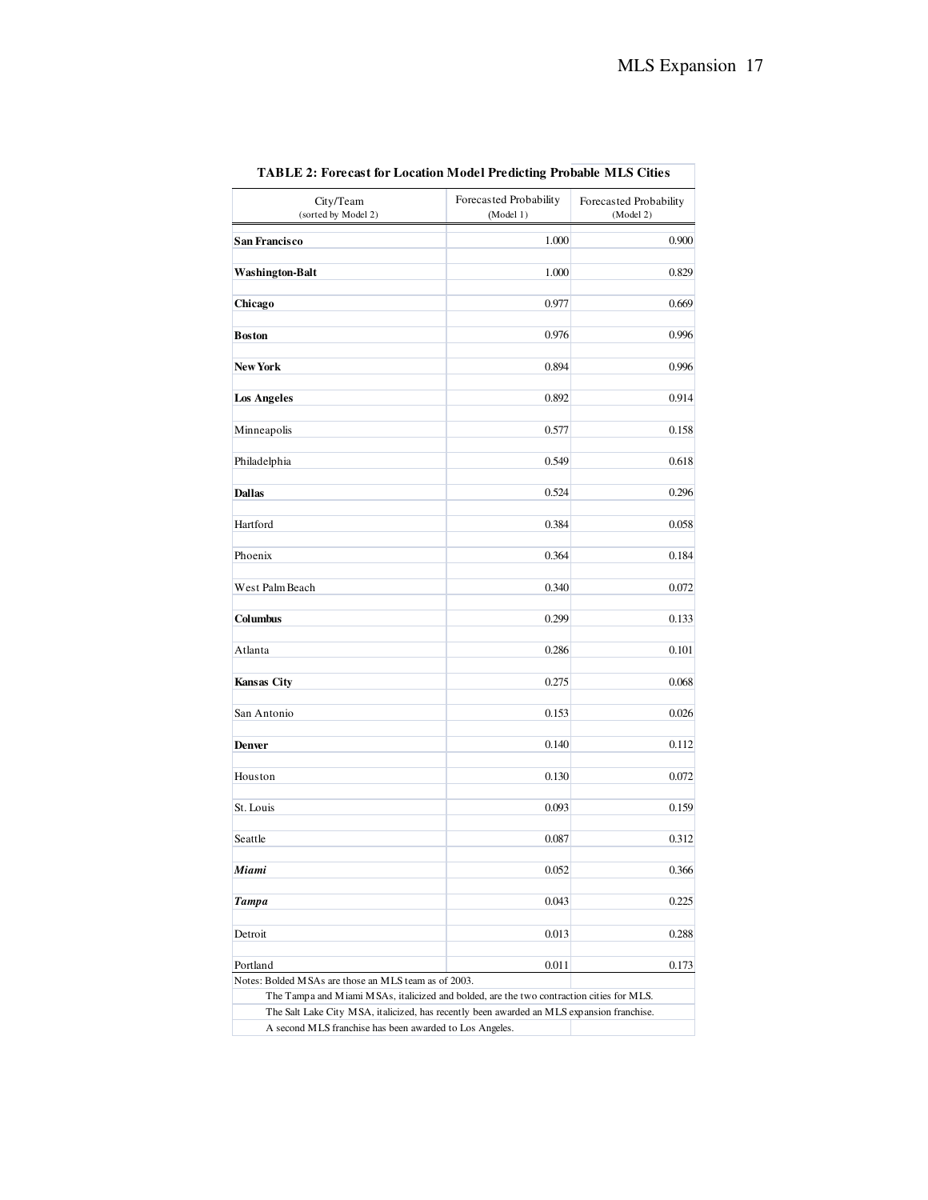**TABLE 2: Forecast for Location Model Predicting Probable MLS Cities**

| City/Team (sorted by Model 2) | Forecasted Probability (Model 1) | Forecasted Probability (Model 2) |
|---|---|---|
| **San Francisco** | 1.000 | 0.900 |
| **Washington-Balt** | 1.000 | 0.829 |
| **Chicago** | 0.977 | 0.669 |
| **Boston** | 0.976 | 0.996 |
| **New York** | 0.894 | 0.996 |
| **Los Angeles** | 0.892 | 0.914 |
| Minneapolis | 0.577 | 0.158 |
| Philadelphia | 0.549 | 0.618 |
| **Dallas** | 0.524 | 0.296 |
| Hartford | 0.384 | 0.058 |
| Phoenix | 0.364 | 0.184 |
| West Palm Beach | 0.340 | 0.072 |
| **Columbus** | 0.299 | 0.133 |
| Atlanta | 0.286 | 0.101 |
| **Kansas City** | 0.275 | 0.068 |
| San Antonio | 0.153 | 0.026 |
| **Denver** | 0.140 | 0.112 |
| Houston | 0.130 | 0.072 |
| St. Louis | 0.093 | 0.159 |
| Seattle | 0.087 | 0.312 |
| ***Miami*** | 0.052 | 0.366 |
| ***Tampa*** | 0.043 | 0.225 |
| Detroit | 0.013 | 0.288 |
| Portland | 0.011 | 0.173 |

Notes: Bolded MSAs are those an MLS team as of 2003.
The Tampa and Miami MSAs, italicized and bolded, are the two contraction cities for MLS.
The Salt Lake City MSA, italicized, has recently been awarded an MLS expansion franchise.
A second MLS franchise has been awarded to Los Angeles.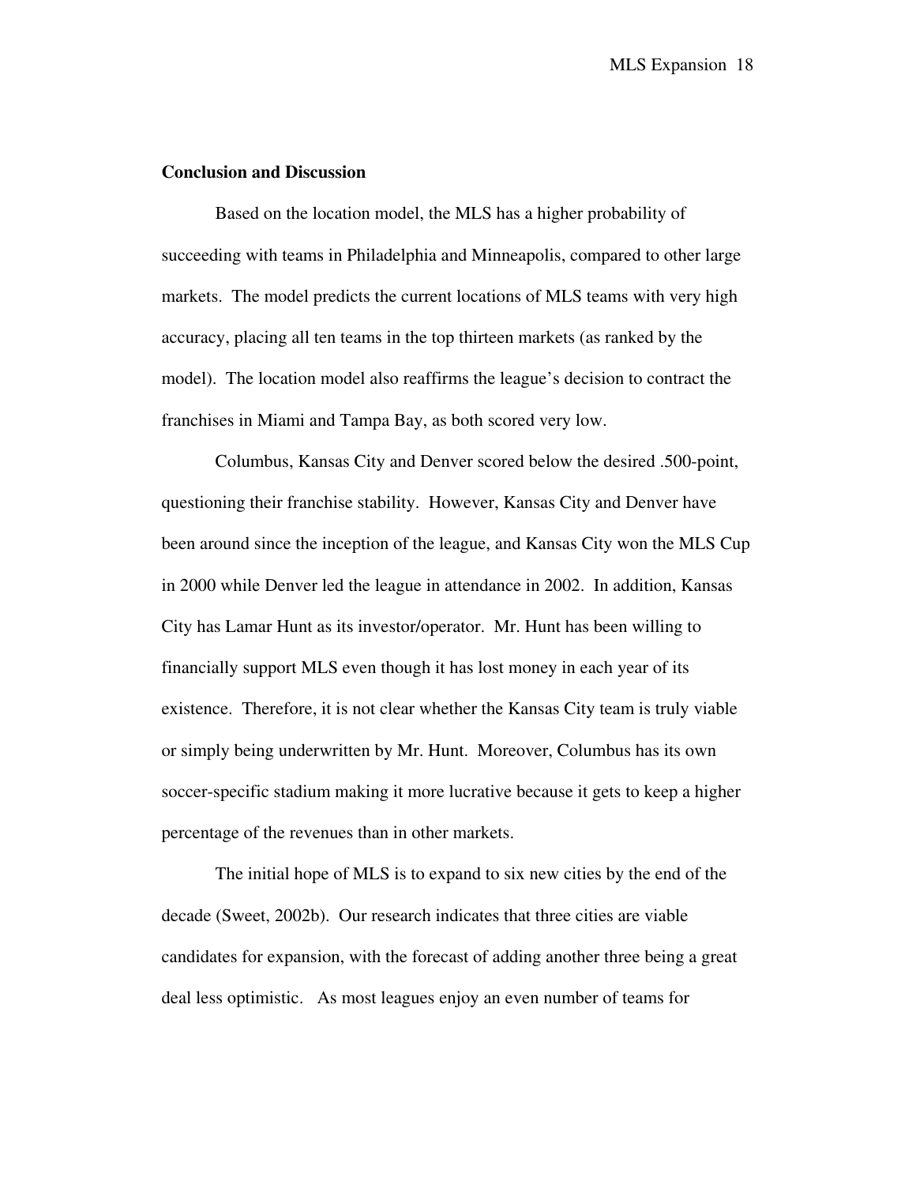**Conclusion and Discussion**

Based on the location model, the MLS has a higher probability of succeeding with teams in Philadelphia and Minneapolis, compared to other large markets. The model predicts the current locations of MLS teams with very high accuracy, placing all ten teams in the top thirteen markets (as ranked by the model). The location model also reaffirms the league's decision to contract the franchises in Miami and Tampa Bay, as both scored very low.

Columbus, Kansas City and Denver scored below the desired .500-point, questioning their franchise stability. However, Kansas City and Denver have been around since the inception of the league, and Kansas City won the MLS Cup in 2000 while Denver led the league in attendance in 2002. In addition, Kansas City has Lamar Hunt as its investor/operator. Mr. Hunt has been willing to financially support MLS even though it has lost money in each year of its existence. Therefore, it is not clear whether the Kansas City team is truly viable or simply being underwritten by Mr. Hunt. Moreover, Columbus has its own soccer-specific stadium making it more lucrative because it gets to keep a higher percentage of the revenues than in other markets.

The initial hope of MLS is to expand to six new cities by the end of the decade (Sweet, 2002b). Our research indicates that three cities are viable candidates for expansion, with the forecast of adding another three being a great deal less optimistic. As most leagues enjoy an even number of teams for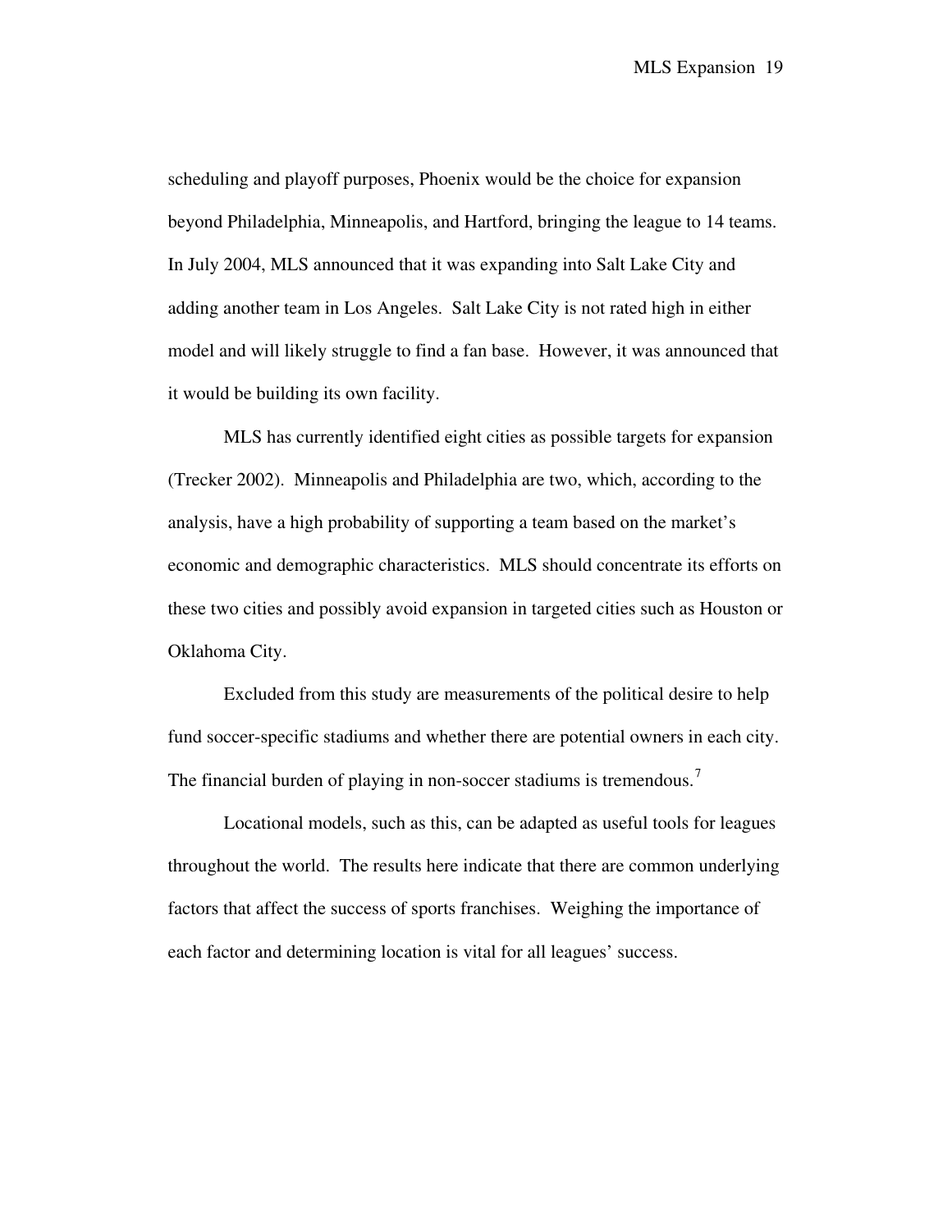scheduling and playoff purposes, Phoenix would be the choice for expansion beyond Philadelphia, Minneapolis, and Hartford, bringing the league to 14 teams. In July 2004, MLS announced that it was expanding into Salt Lake City and adding another team in Los Angeles. Salt Lake City is not rated high in either model and will likely struggle to find a fan base. However, it was announced that it would be building its own facility.

MLS has currently identified eight cities as possible targets for expansion (Trecker 2002). Minneapolis and Philadelphia are two, which, according to the analysis, have a high probability of supporting a team based on the market's economic and demographic characteristics. MLS should concentrate its efforts on these two cities and possibly avoid expansion in targeted cities such as Houston or Oklahoma City.

Excluded from this study are measurements of the political desire to help fund soccer-specific stadiums and whether there are potential owners in each city. The financial burden of playing in non-soccer stadiums is tremendous.[7]

Locational models, such as this, can be adapted as useful tools for leagues throughout the world. The results here indicate that there are common underlying factors that affect the success of sports franchises. Weighing the importance of each factor and determining location is vital for all leagues' success.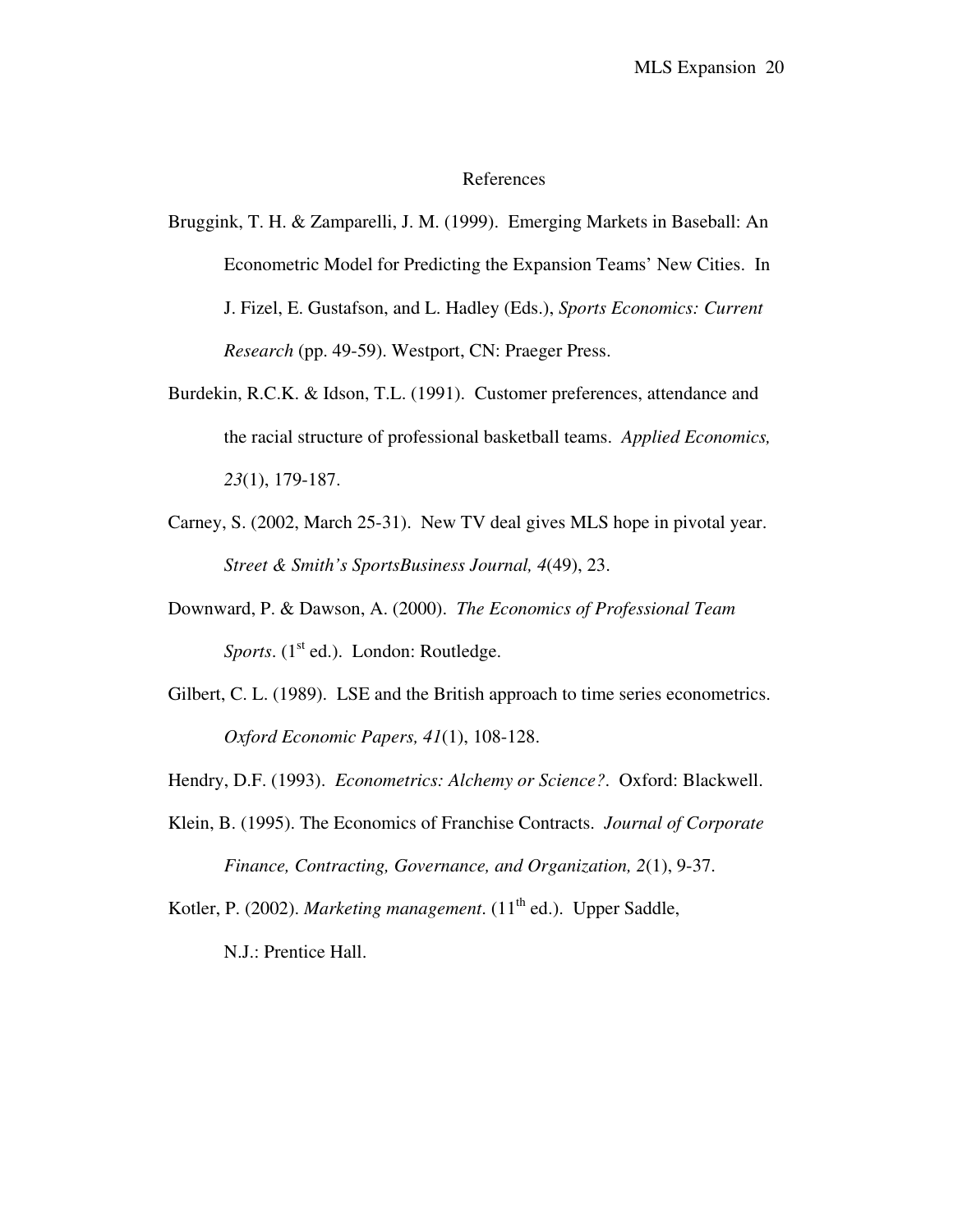# References

Bruggink, T. H. & Zamparelli, J. M. (1999). Emerging Markets in Baseball: An Econometric Model for Predicting the Expansion Teams' New Cities. In J. Fizel, E. Gustafson, and L. Hadley (Eds.), *Sports Economics: Current Research* (pp. 49-59). Westport, CN: Praeger Press.

Burdekin, R.C.K. & Idson, T.L. (1991). Customer preferences, attendance and the racial structure of professional basketball teams. *Applied Economics, 23*(1), 179-187.

Carney, S. (2002, March 25-31). New TV deal gives MLS hope in pivotal year. *Street & Smith's SportsBusiness Journal, 4*(49), 23.

Downward, P. & Dawson, A. (2000). *The Economics of Professional Team Sports*. (1st ed.). London: Routledge.

Gilbert, C. L. (1989). LSE and the British approach to time series econometrics. *Oxford Economic Papers, 41*(1), 108-128.

Hendry, D.F. (1993). *Econometrics: Alchemy or Science?*. Oxford: Blackwell.

Klein, B. (1995). The Economics of Franchise Contracts. *Journal of Corporate Finance, Contracting, Governance, and Organization, 2*(1), 9-37.

Kotler, P. (2002). *Marketing management*. (11th ed.). Upper Saddle, N.J.: Prentice Hall.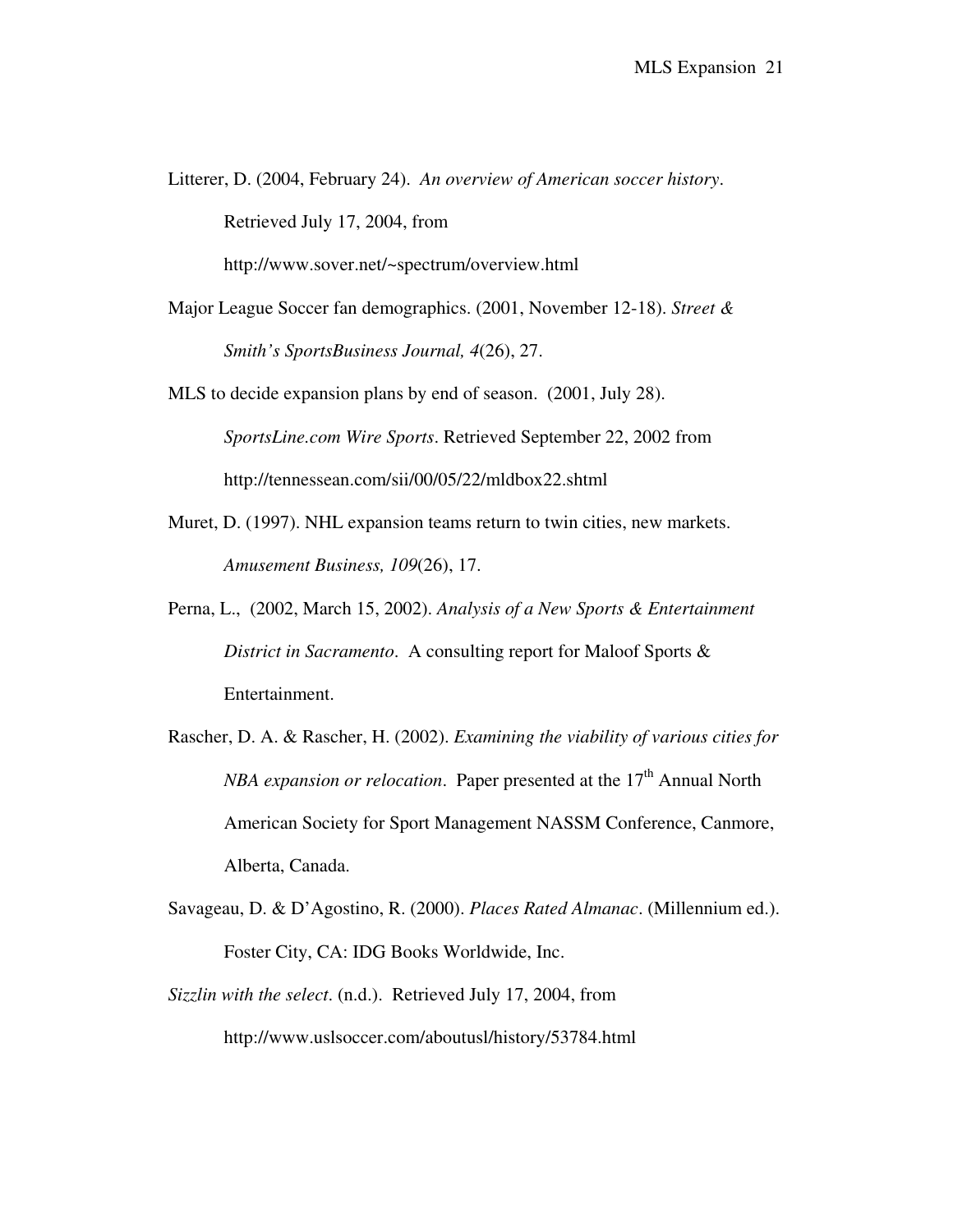Litterer, D. (2004, February 24). *An overview of American soccer history*. Retrieved July 17, 2004, from http://www.sover.net/~spectrum/overview.html

Major League Soccer fan demographics. (2001, November 12-18). *Street & Smith's SportsBusiness Journal, 4*(26), 27.

MLS to decide expansion plans by end of season. (2001, July 28). *SportsLine.com Wire Sports*. Retrieved September 22, 2002 from http://tennessean.com/sii/00/05/22/mldbox22.shtml

Muret, D. (1997). NHL expansion teams return to twin cities, new markets. *Amusement Business, 109*(26), 17.

Perna, L., (2002, March 15, 2002). *Analysis of a New Sports & Entertainment District in Sacramento*. A consulting report for Maloof Sports & Entertainment.

Rascher, D. A. & Rascher, H. (2002). *Examining the viability of various cities for NBA expansion or relocation*. Paper presented at the 17th Annual North American Society for Sport Management NASSM Conference, Canmore, Alberta, Canada.

Savageau, D. & D'Agostino, R. (2000). *Places Rated Almanac*. (Millennium ed.). Foster City, CA: IDG Books Worldwide, Inc.

*Sizzlin with the select*. (n.d.). Retrieved July 17, 2004, from http://www.uslsoccer.com/aboutusl/history/53784.html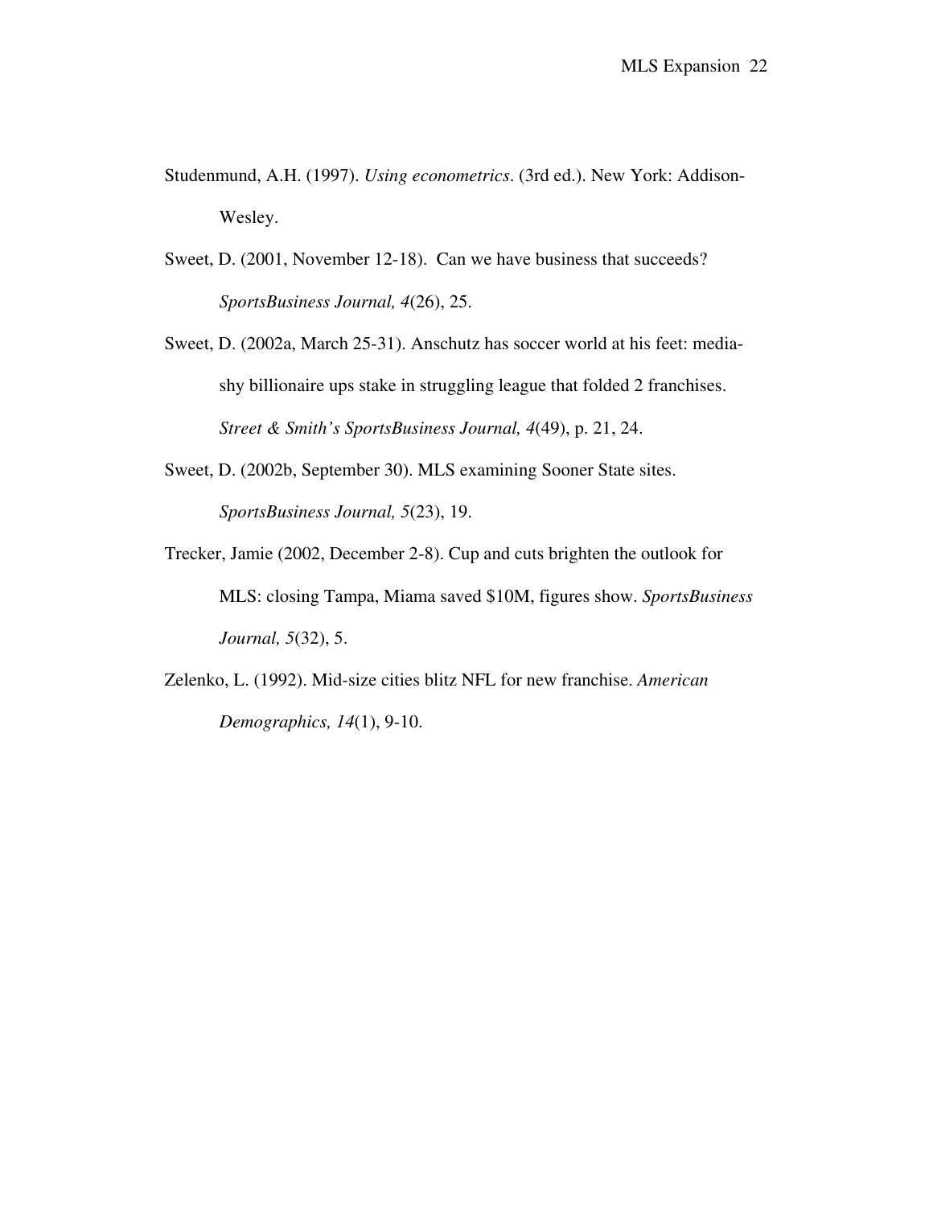Studenmund, A.H. (1997). *Using econometrics*. (3rd ed.). New York: Addison-Wesley.

Sweet, D. (2001, November 12-18). Can we have business that succeeds? *SportsBusiness Journal, 4*(26), 25.

Sweet, D. (2002a, March 25-31). Anschutz has soccer world at his feet: media-shy billionaire ups stake in struggling league that folded 2 franchises. *Street & Smith's SportsBusiness Journal, 4*(49), p. 21, 24.

Sweet, D. (2002b, September 30). MLS examining Sooner State sites. *SportsBusiness Journal, 5*(23), 19.

Trecker, Jamie (2002, December 2-8). Cup and cuts brighten the outlook for MLS: closing Tampa, Miama saved $10M, figures show. *SportsBusiness Journal, 5*(32), 5.

Zelenko, L. (1992). Mid-size cities blitz NFL for new franchise. *American Demographics, 14*(1), 9-10.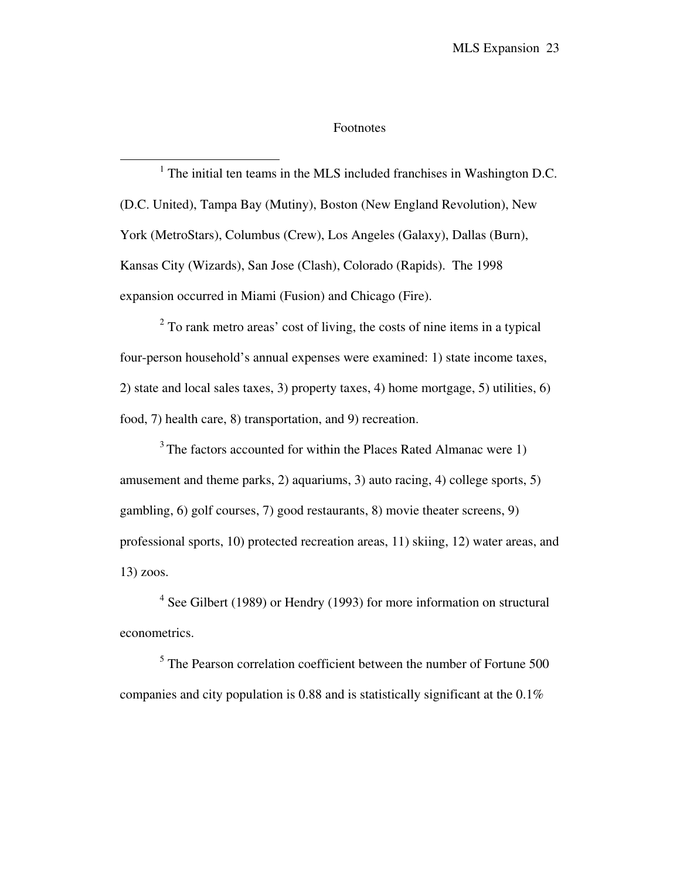# Footnotes

[1] The initial ten teams in the MLS included franchises in Washington D.C. (D.C. United), Tampa Bay (Mutiny), Boston (New England Revolution), New York (MetroStars), Columbus (Crew), Los Angeles (Galaxy), Dallas (Burn), Kansas City (Wizards), San Jose (Clash), Colorado (Rapids). The 1998 expansion occurred in Miami (Fusion) and Chicago (Fire).

[2] To rank metro areas' cost of living, the costs of nine items in a typical four-person household's annual expenses were examined: 1) state income taxes, 2) state and local sales taxes, 3) property taxes, 4) home mortgage, 5) utilities, 6) food, 7) health care, 8) transportation, and 9) recreation.

[3] The factors accounted for within the Places Rated Almanac were 1) amusement and theme parks, 2) aquariums, 3) auto racing, 4) college sports, 5) gambling, 6) golf courses, 7) good restaurants, 8) movie theater screens, 9) professional sports, 10) protected recreation areas, 11) skiing, 12) water areas, and 13) zoos.

[4] See Gilbert (1989) or Hendry (1993) for more information on structural econometrics.

[5] The Pearson correlation coefficient between the number of Fortune 500 companies and city population is 0.88 and is statistically significant at the 0.1%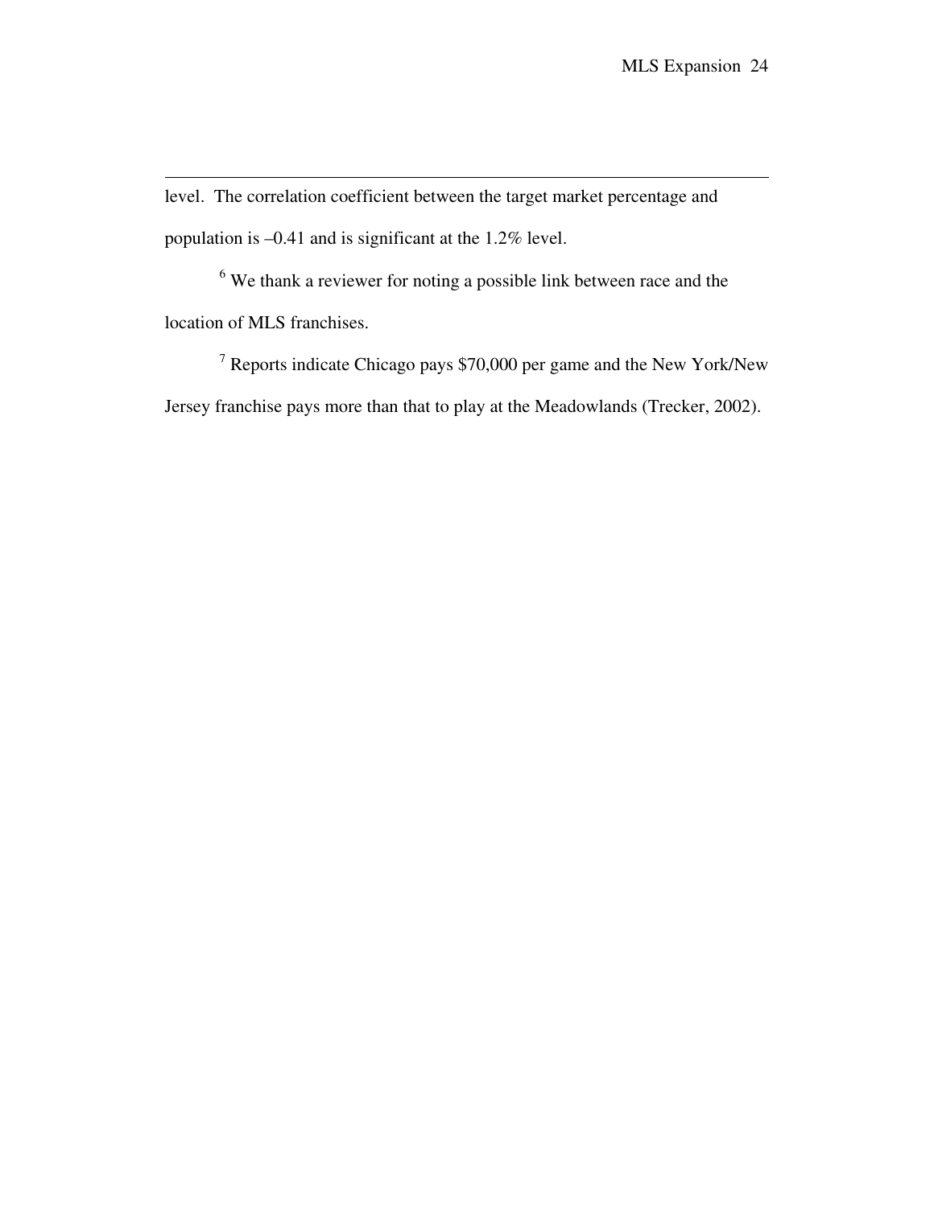level. The correlation coefficient between the target market percentage and population is –0.41 and is significant at the 1.2% level.

[6] We thank a reviewer for noting a possible link between race and the location of MLS franchises.

[7] Reports indicate Chicago pays $70,000 per game and the New York/New Jersey franchise pays more than that to play at the Meadowlands (Trecker, 2002).